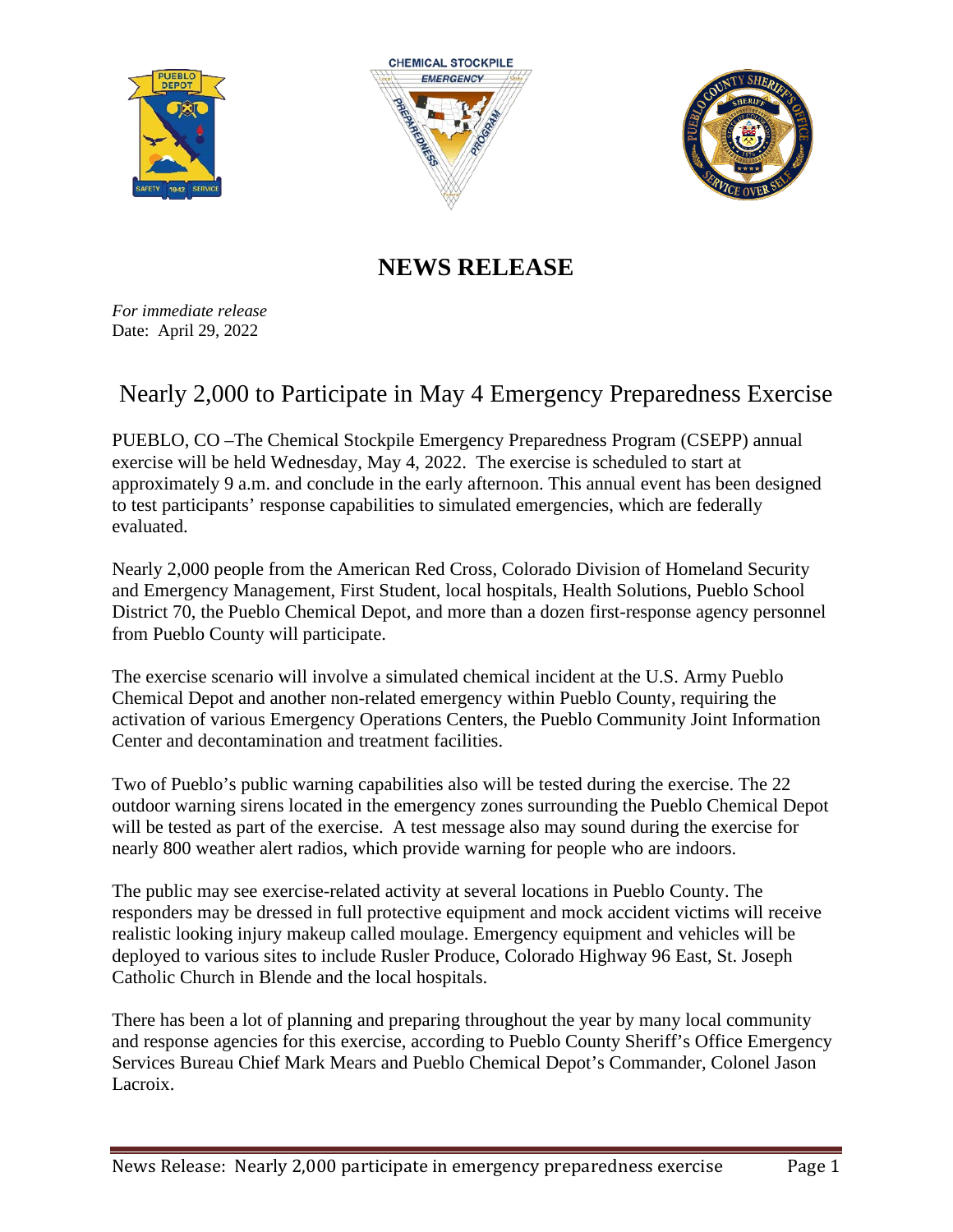# NEWS RELEASE

*For immediate release*
Date: April 29, 2022

## Nearly 2,000 to Participate in May 4 Emergency Preparedness Exercise

PUEBLO, CO –The Chemical Stockpile Emergency Preparedness Program (CSEPP) annual exercise will be held Wednesday, May 4, 2022. The exercise is scheduled to start at approximately 9 a.m. and conclude in the early afternoon. This annual event has been designed to test participants' response capabilities to simulated emergencies, which are federally evaluated.

Nearly 2,000 people from the American Red Cross, Colorado Division of Homeland Security and Emergency Management, First Student, local hospitals, Health Solutions, Pueblo School District 70, the Pueblo Chemical Depot, and more than a dozen first-response agency personnel from Pueblo County will participate.

The exercise scenario will involve a simulated chemical incident at the U.S. Army Pueblo Chemical Depot and another non-related emergency within Pueblo County, requiring the activation of various Emergency Operations Centers, the Pueblo Community Joint Information Center and decontamination and treatment facilities.

Two of Pueblo's public warning capabilities also will be tested during the exercise. The 22 outdoor warning sirens located in the emergency zones surrounding the Pueblo Chemical Depot will be tested as part of the exercise. A test message also may sound during the exercise for nearly 800 weather alert radios, which provide warning for people who are indoors.

The public may see exercise-related activity at several locations in Pueblo County. The responders may be dressed in full protective equipment and mock accident victims will receive realistic looking injury makeup called moulage. Emergency equipment and vehicles will be deployed to various sites to include Rusler Produce, Colorado Highway 96 East, St. Joseph Catholic Church in Blende and the local hospitals.

There has been a lot of planning and preparing throughout the year by many local community and response agencies for this exercise, according to Pueblo County Sheriff's Office Emergency Services Bureau Chief Mark Mears and Pueblo Chemical Depot's Commander, Colonel Jason Lacroix.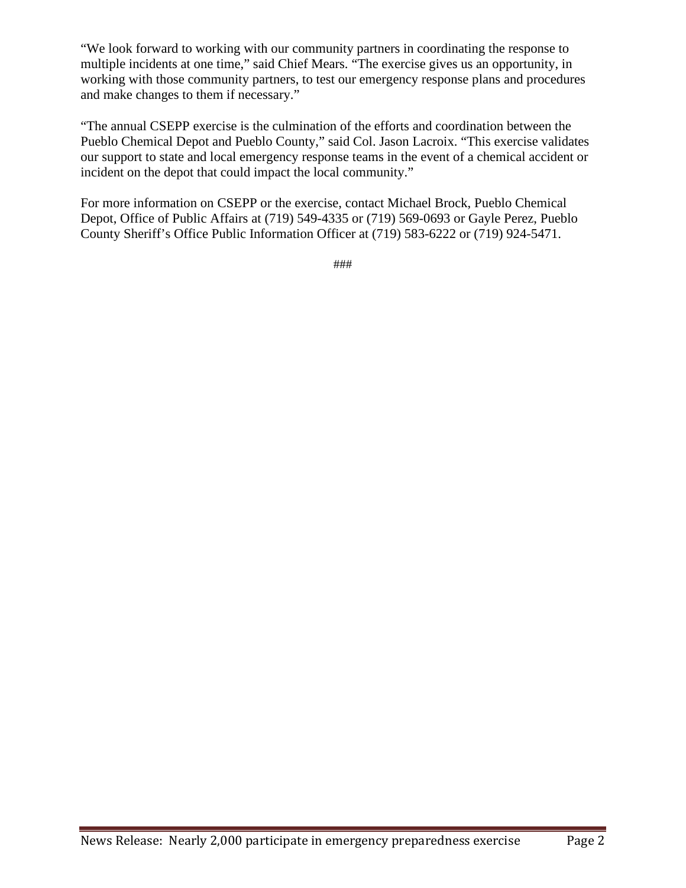"We look forward to working with our community partners in coordinating the response to multiple incidents at one time," said Chief Mears. "The exercise gives us an opportunity, in working with those community partners, to test our emergency response plans and procedures and make changes to them if necessary."

"The annual CSEPP exercise is the culmination of the efforts and coordination between the Pueblo Chemical Depot and Pueblo County," said Col. Jason Lacroix. "This exercise validates our support to state and local emergency response teams in the event of a chemical accident or incident on the depot that could impact the local community."

For more information on CSEPP or the exercise, contact Michael Brock, Pueblo Chemical Depot, Office of Public Affairs at (719) 549-4335 or (719) 569-0693 or Gayle Perez, Pueblo County Sheriff's Office Public Information Officer at (719) 583-6222 or (719) 924-5471.

###